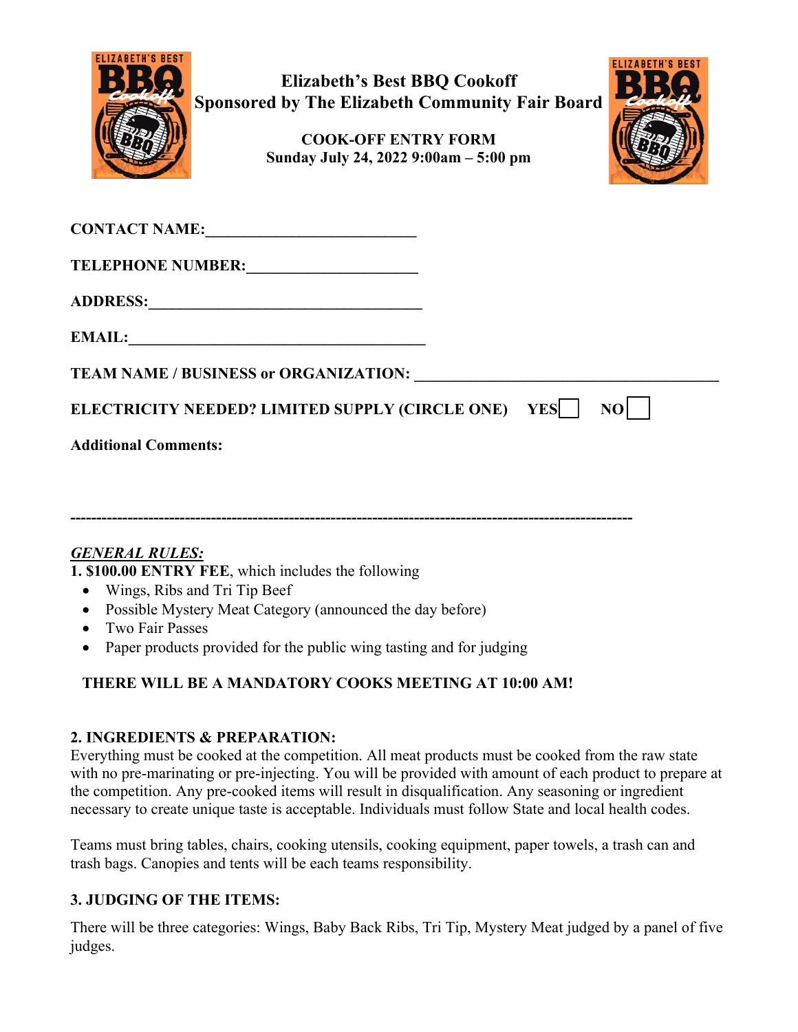# Elizabeth's Best BBQ Cookoff
## Sponsored by The Elizabeth Community Fair Board

### COOK-OFF ENTRY FORM
### Sunday July 24, 2022 9:00am – 5:00 pm

**CONTACT NAME:**___________________________

**TELEPHONE NUMBER:**______________________

**ADDRESS:**___________________________________

**EMAIL:**_______________________________________

**TEAM NAME / BUSINESS or ORGANIZATION:** _______________________________________

**ELECTRICITY NEEDED? LIMITED SUPPLY (CIRCLE ONE) YES** ☐ **NO** ☐

**Additional Comments:**

-----------------------------------------------------------------------------------------------------

***GENERAL RULES:***

**1. $100.00 ENTRY FEE**, which includes the following

- Wings, Ribs and Tri Tip Beef
- Possible Mystery Meat Category (announced the day before)
- Two Fair Passes
- Paper products provided for the public wing tasting and for judging

**THERE WILL BE A MANDATORY COOKS MEETING AT 10:00 AM!**

**2. INGREDIENTS & PREPARATION:**

Everything must be cooked at the competition. All meat products must be cooked from the raw state with no pre-marinating or pre-injecting. You will be provided with amount of each product to prepare at the competition. Any pre-cooked items will result in disqualification. Any seasoning or ingredient necessary to create unique taste is acceptable. Individuals must follow State and local health codes.

Teams must bring tables, chairs, cooking utensils, cooking equipment, paper towels, a trash can and trash bags. Canopies and tents will be each teams responsibility.

**3. JUDGING OF THE ITEMS:**

There will be three categories: Wings, Baby Back Ribs, Tri Tip, Mystery Meat judged by a panel of five judges.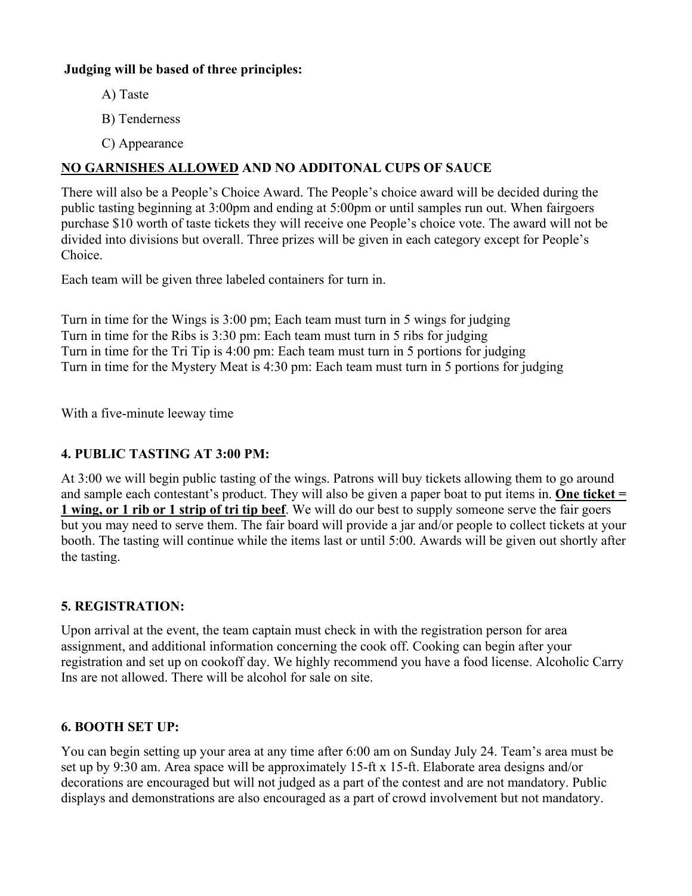**Judging will be based of three principles:**

A) Taste

B) Tenderness

C) Appearance

**<u>NO GARNISHES ALLOWED</u> AND NO ADDITONAL CUPS OF SAUCE**

There will also be a People's Choice Award. The People's choice award will be decided during the public tasting beginning at 3:00pm and ending at 5:00pm or until samples run out. When fairgoers purchase $10 worth of taste tickets they will receive one People's choice vote. The award will not be divided into divisions but overall. Three prizes will be given in each category except for People's Choice.

Each team will be given three labeled containers for turn in.

Turn in time for the Wings is 3:00 pm; Each team must turn in 5 wings for judging
Turn in time for the Ribs is 3:30 pm: Each team must turn in 5 ribs for judging
Turn in time for the Tri Tip is 4:00 pm: Each team must turn in 5 portions for judging
Turn in time for the Mystery Meat is 4:30 pm: Each team must turn in 5 portions for judging

With a five-minute leeway time

## 4. PUBLIC TASTING AT 3:00 PM:

At 3:00 we will begin public tasting of the wings. Patrons will buy tickets allowing them to go around and sample each contestant's product. They will also be given a paper boat to put items in. **<u>One ticket = 1 wing, or 1 rib or 1 strip of tri tip beef</u>**. We will do our best to supply someone serve the fair goers but you may need to serve them. The fair board will provide a jar and/or people to collect tickets at your booth. The tasting will continue while the items last or until 5:00. Awards will be given out shortly after the tasting.

## 5. REGISTRATION:

Upon arrival at the event, the team captain must check in with the registration person for area assignment, and additional information concerning the cook off. Cooking can begin after your registration and set up on cookoff day. We highly recommend you have a food license. Alcoholic Carry Ins are not allowed. There will be alcohol for sale on site.

## 6. BOOTH SET UP:

You can begin setting up your area at any time after 6:00 am on Sunday July 24. Team's area must be set up by 9:30 am. Area space will be approximately 15-ft x 15-ft. Elaborate area designs and/or decorations are encouraged but will not judged as a part of the contest and are not mandatory. Public displays and demonstrations are also encouraged as a part of crowd involvement but not mandatory.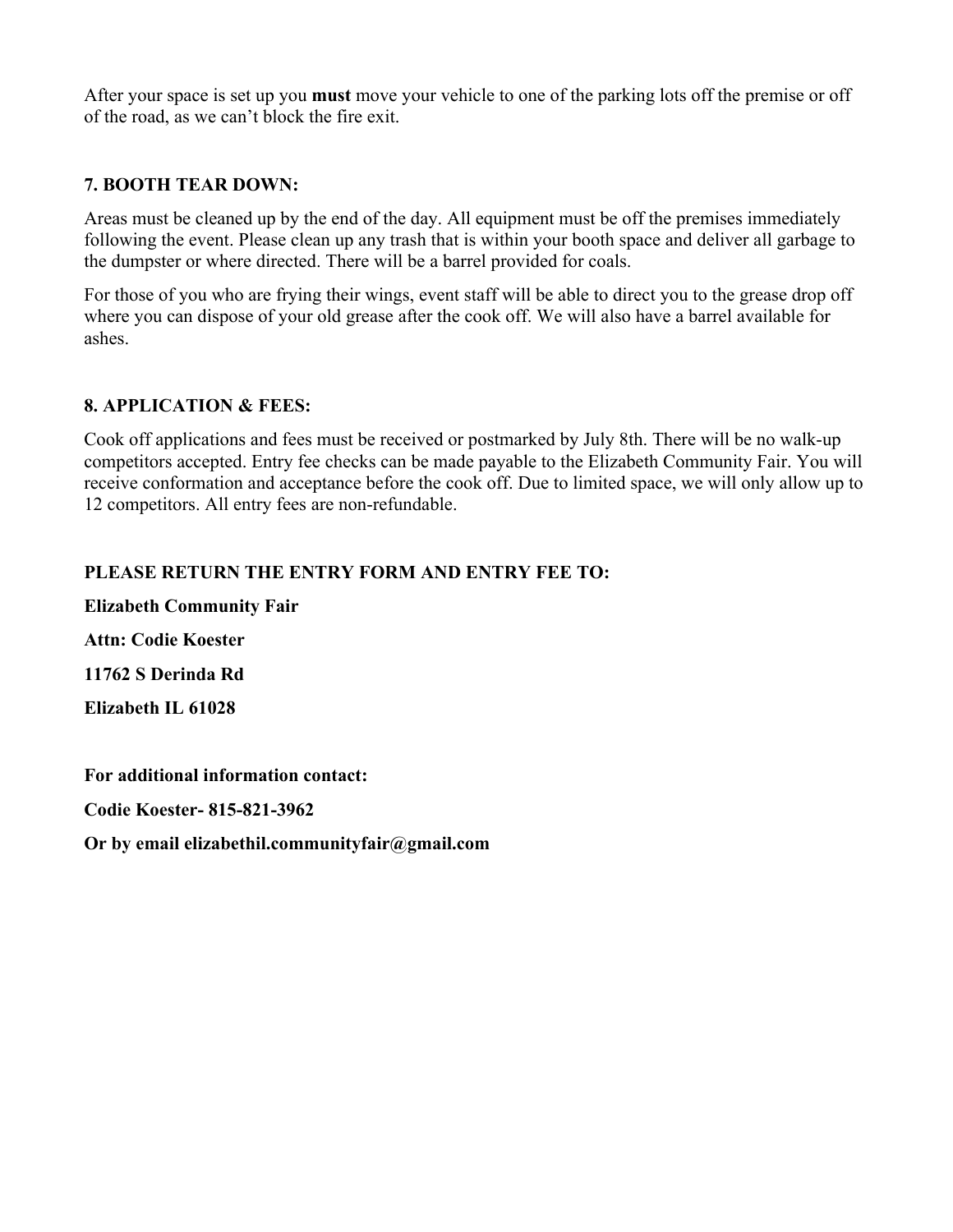After your space is set up you **must** move your vehicle to one of the parking lots off the premise or off of the road, as we can't block the fire exit.

### 7. BOOTH TEAR DOWN:

Areas must be cleaned up by the end of the day. All equipment must be off the premises immediately following the event. Please clean up any trash that is within your booth space and deliver all garbage to the dumpster or where directed. There will be a barrel provided for coals.

For those of you who are frying their wings, event staff will be able to direct you to the grease drop off where you can dispose of your old grease after the cook off. We will also have a barrel available for ashes.

### 8. APPLICATION & FEES:

Cook off applications and fees must be received or postmarked by July 8th. There will be no walk-up competitors accepted. Entry fee checks can be made payable to the Elizabeth Community Fair. You will receive conformation and acceptance before the cook off. Due to limited space, we will only allow up to 12 competitors. All entry fees are non-refundable.

**PLEASE RETURN THE ENTRY FORM AND ENTRY FEE TO:**

**Elizabeth Community Fair**

**Attn: Codie Koester**

**11762 S Derinda Rd**

**Elizabeth IL 61028**

**For additional information contact:**

**Codie Koester- 815-821-3962**

**Or by email elizabethil.communityfair@gmail.com**